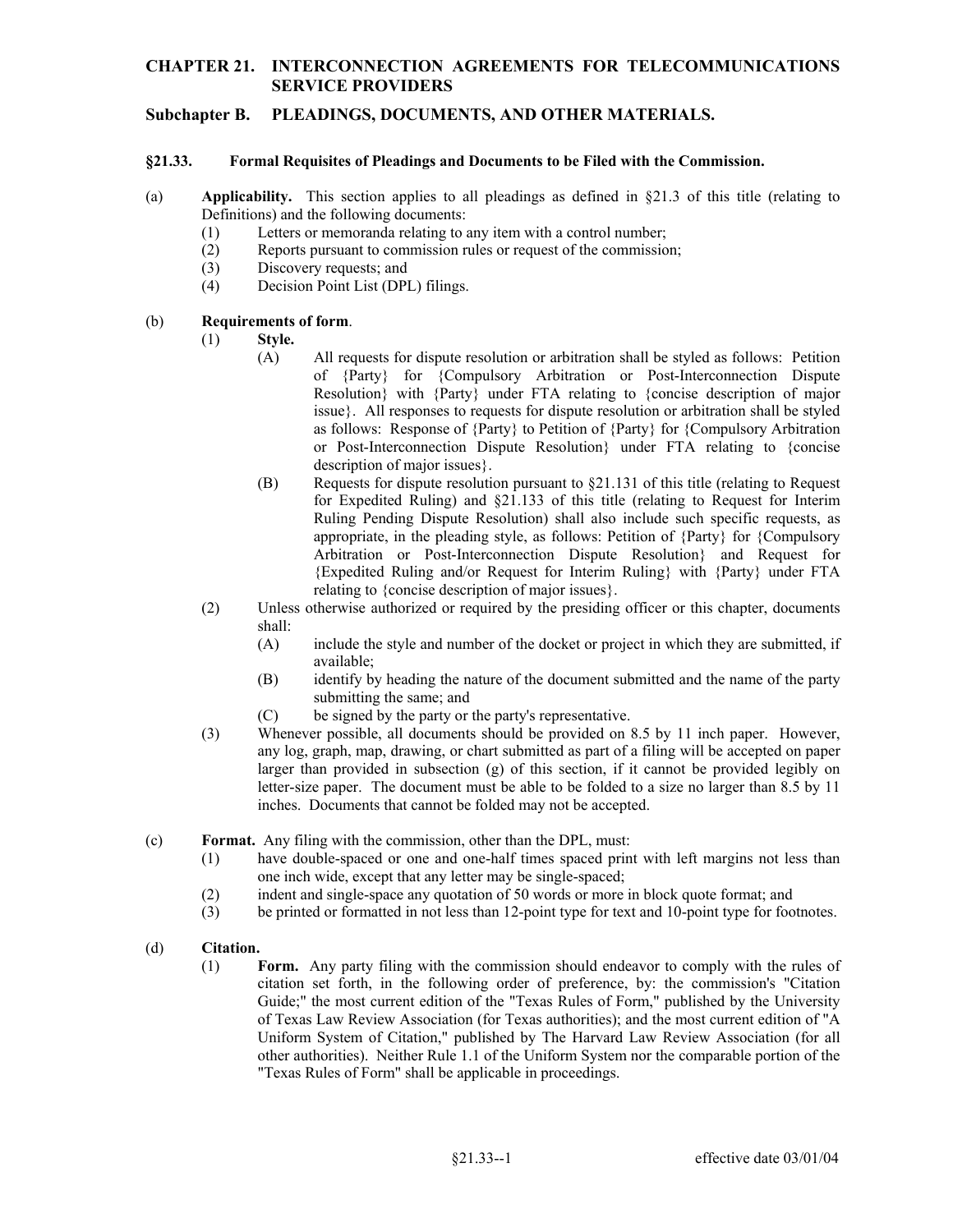# CHAPTER 21. INTERCONNECTION AGREEMENTS FOR TELECOMMUNICATIONS SERVICE PROVIDERS

## Subchapter B. PLEADINGS, DOCUMENTS, AND OTHER MATERIALS.

### §21.33. Formal Requisites of Pleadings and Documents to be Filed with the Commission.

(a) **Applicability.** This section applies to all pleadings as defined in §21.3 of this title (relating to Definitions) and the following documents:

- (1) Letters or memoranda relating to any item with a control number;
- (2) Reports pursuant to commission rules or request of the commission;
- (3) Discovery requests; and
- (4) Decision Point List (DPL) filings.

(b) **Requirements of form**.

- (1) **Style.**
  - (A) All requests for dispute resolution or arbitration shall be styled as follows: Petition of {Party} for {Compulsory Arbitration or Post-Interconnection Dispute Resolution} with {Party} under FTA relating to {concise description of major issue}. All responses to requests for dispute resolution or arbitration shall be styled as follows: Response of {Party} to Petition of {Party} for {Compulsory Arbitration or Post-Interconnection Dispute Resolution} under FTA relating to {concise description of major issues}.
  - (B) Requests for dispute resolution pursuant to §21.131 of this title (relating to Request for Expedited Ruling) and §21.133 of this title (relating to Request for Interim Ruling Pending Dispute Resolution) shall also include such specific requests, as appropriate, in the pleading style, as follows: Petition of {Party} for {Compulsory Arbitration or Post-Interconnection Dispute Resolution} and Request for {Expedited Ruling and/or Request for Interim Ruling} with {Party} under FTA relating to {concise description of major issues}.
- (2) Unless otherwise authorized or required by the presiding officer or this chapter, documents shall:
  - (A) include the style and number of the docket or project in which they are submitted, if available;
  - (B) identify by heading the nature of the document submitted and the name of the party submitting the same; and
  - (C) be signed by the party or the party's representative.
- (3) Whenever possible, all documents should be provided on 8.5 by 11 inch paper. However, any log, graph, map, drawing, or chart submitted as part of a filing will be accepted on paper larger than provided in subsection (g) of this section, if it cannot be provided legibly on letter-size paper. The document must be able to be folded to a size no larger than 8.5 by 11 inches. Documents that cannot be folded may not be accepted.

(c) **Format.** Any filing with the commission, other than the DPL, must:

- (1) have double-spaced or one and one-half times spaced print with left margins not less than one inch wide, except that any letter may be single-spaced;
- (2) indent and single-space any quotation of 50 words or more in block quote format; and
- (3) be printed or formatted in not less than 12-point type for text and 10-point type for footnotes.

(d) **Citation.**

- (1) **Form.** Any party filing with the commission should endeavor to comply with the rules of citation set forth, in the following order of preference, by: the commission's "Citation Guide;" the most current edition of the "Texas Rules of Form," published by the University of Texas Law Review Association (for Texas authorities); and the most current edition of "A Uniform System of Citation," published by The Harvard Law Review Association (for all other authorities). Neither Rule 1.1 of the Uniform System nor the comparable portion of the "Texas Rules of Form" shall be applicable in proceedings.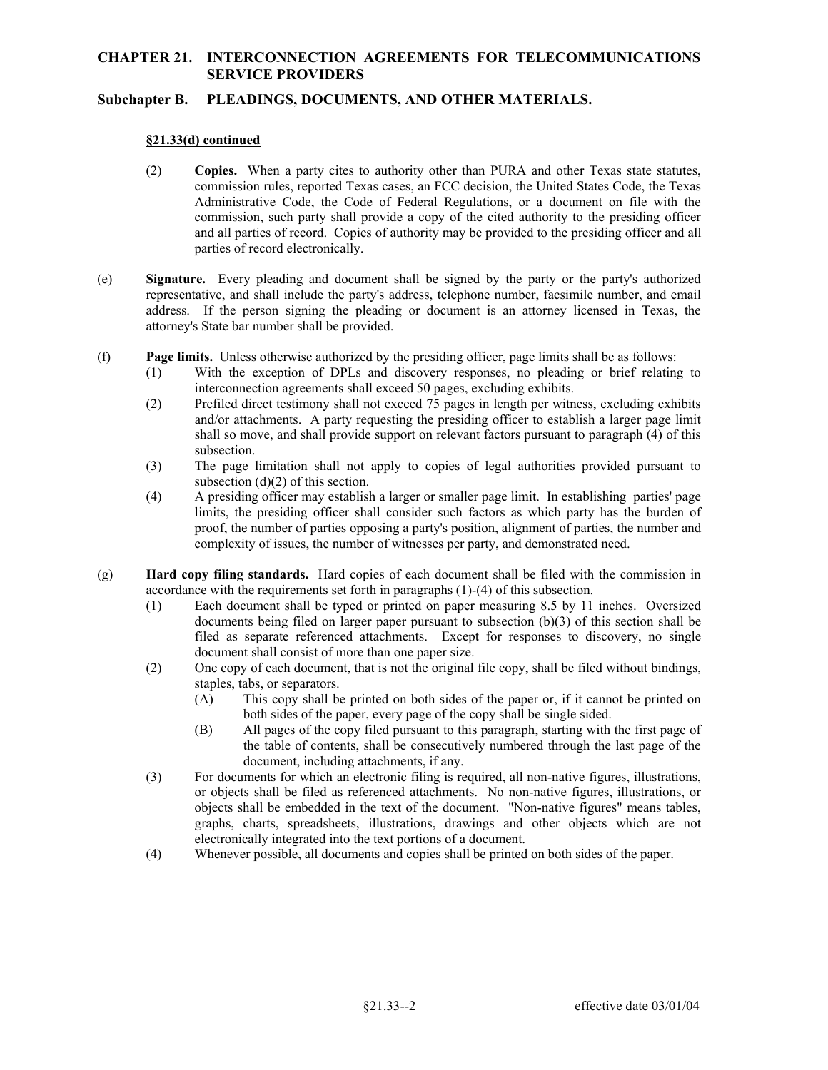**§21.33(d) continued**

(2) **Copies.** When a party cites to authority other than PURA and other Texas state statutes, commission rules, reported Texas cases, an FCC decision, the United States Code, the Texas Administrative Code, the Code of Federal Regulations, or a document on file with the commission, such party shall provide a copy of the cited authority to the presiding officer and all parties of record. Copies of authority may be provided to the presiding officer and all parties of record electronically.

(e) **Signature.** Every pleading and document shall be signed by the party or the party's authorized representative, and shall include the party's address, telephone number, facsimile number, and email address. If the person signing the pleading or document is an attorney licensed in Texas, the attorney's State bar number shall be provided.

(f) **Page limits.** Unless otherwise authorized by the presiding officer, page limits shall be as follows:

(1) With the exception of DPLs and discovery responses, no pleading or brief relating to interconnection agreements shall exceed 50 pages, excluding exhibits.

(2) Prefiled direct testimony shall not exceed 75 pages in length per witness, excluding exhibits and/or attachments. A party requesting the presiding officer to establish a larger page limit shall so move, and shall provide support on relevant factors pursuant to paragraph (4) of this subsection.

(3) The page limitation shall not apply to copies of legal authorities provided pursuant to subsection (d)(2) of this section.

(4) A presiding officer may establish a larger or smaller page limit. In establishing parties' page limits, the presiding officer shall consider such factors as which party has the burden of proof, the number of parties opposing a party's position, alignment of parties, the number and complexity of issues, the number of witnesses per party, and demonstrated need.

(g) **Hard copy filing standards.** Hard copies of each document shall be filed with the commission in accordance with the requirements set forth in paragraphs (1)-(4) of this subsection.

(1) Each document shall be typed or printed on paper measuring 8.5 by 11 inches. Oversized documents being filed on larger paper pursuant to subsection (b)(3) of this section shall be filed as separate referenced attachments. Except for responses to discovery, no single document shall consist of more than one paper size.

(2) One copy of each document, that is not the original file copy, shall be filed without bindings, staples, tabs, or separators.

(A) This copy shall be printed on both sides of the paper or, if it cannot be printed on both sides of the paper, every page of the copy shall be single sided.

(B) All pages of the copy filed pursuant to this paragraph, starting with the first page of the table of contents, shall be consecutively numbered through the last page of the document, including attachments, if any.

(3) For documents for which an electronic filing is required, all non-native figures, illustrations, or objects shall be filed as referenced attachments. No non-native figures, illustrations, or objects shall be embedded in the text of the document. "Non-native figures" means tables, graphs, charts, spreadsheets, illustrations, drawings and other objects which are not electronically integrated into the text portions of a document.

(4) Whenever possible, all documents and copies shall be printed on both sides of the paper.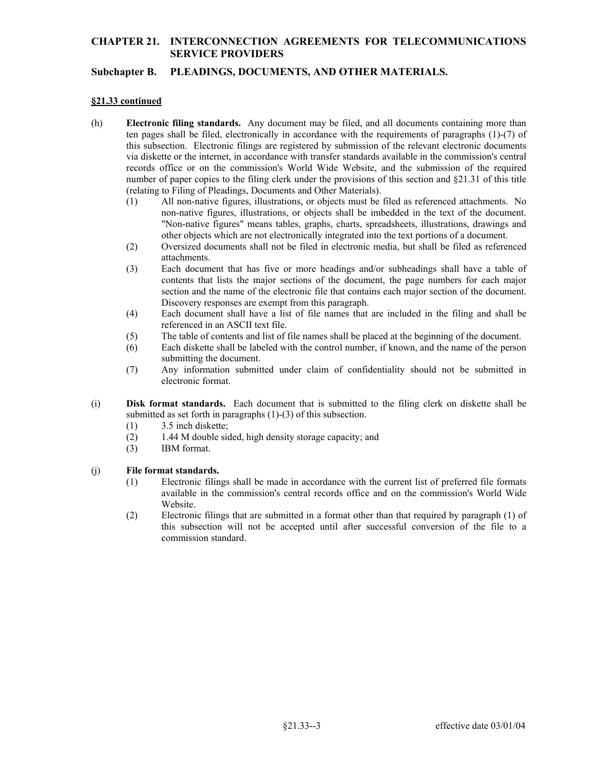## CHAPTER 21. INTERCONNECTION AGREEMENTS FOR TELECOMMUNICATIONS SERVICE PROVIDERS

### Subchapter B. PLEADINGS, DOCUMENTS, AND OTHER MATERIALS.

**§21.33 continued**

(h) **Electronic filing standards.** Any document may be filed, and all documents containing more than ten pages shall be filed, electronically in accordance with the requirements of paragraphs (1)-(7) of this subsection. Electronic filings are registered by submission of the relevant electronic documents via diskette or the internet, in accordance with transfer standards available in the commission's central records office or on the commission's World Wide Website, and the submission of the required number of paper copies to the filing clerk under the provisions of this section and §21.31 of this title (relating to Filing of Pleadings, Documents and Other Materials).

- (1) All non-native figures, illustrations, or objects must be filed as referenced attachments. No non-native figures, illustrations, or objects shall be imbedded in the text of the document. "Non-native figures" means tables, graphs, charts, spreadsheets, illustrations, drawings and other objects which are not electronically integrated into the text portions of a document.
- (2) Oversized documents shall not be filed in electronic media, but shall be filed as referenced attachments.
- (3) Each document that has five or more headings and/or subheadings shall have a table of contents that lists the major sections of the document, the page numbers for each major section and the name of the electronic file that contains each major section of the document. Discovery responses are exempt from this paragraph.
- (4) Each document shall have a list of file names that are included in the filing and shall be referenced in an ASCII text file.
- (5) The table of contents and list of file names shall be placed at the beginning of the document.
- (6) Each diskette shall be labeled with the control number, if known, and the name of the person submitting the document.
- (7) Any information submitted under claim of confidentiality should not be submitted in electronic format.

(i) **Disk format standards.** Each document that is submitted to the filing clerk on diskette shall be submitted as set forth in paragraphs (1)-(3) of this subsection.

- (1) 3.5 inch diskette;
- (2) 1.44 M double sided, high density storage capacity; and
- (3) IBM format.

(j) **File format standards.**

- (1) Electronic filings shall be made in accordance with the current list of preferred file formats available in the commission's central records office and on the commission's World Wide Website.
- (2) Electronic filings that are submitted in a format other than that required by paragraph (1) of this subsection will not be accepted until after successful conversion of the file to a commission standard.